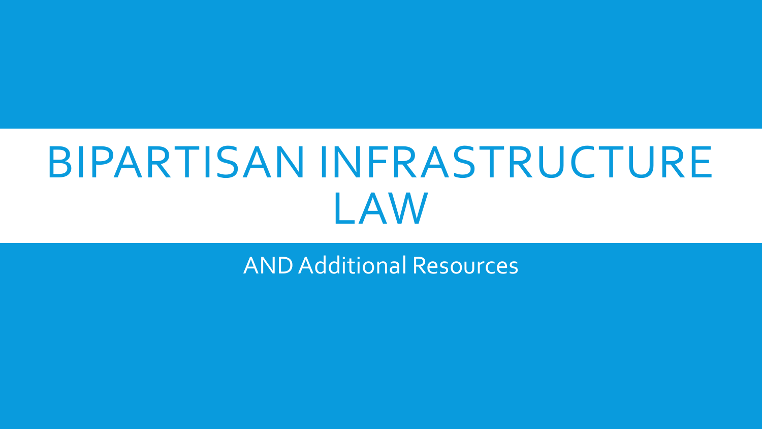# BIPARTISAN INFRASTRUCTURE LAW

AND Additional Resources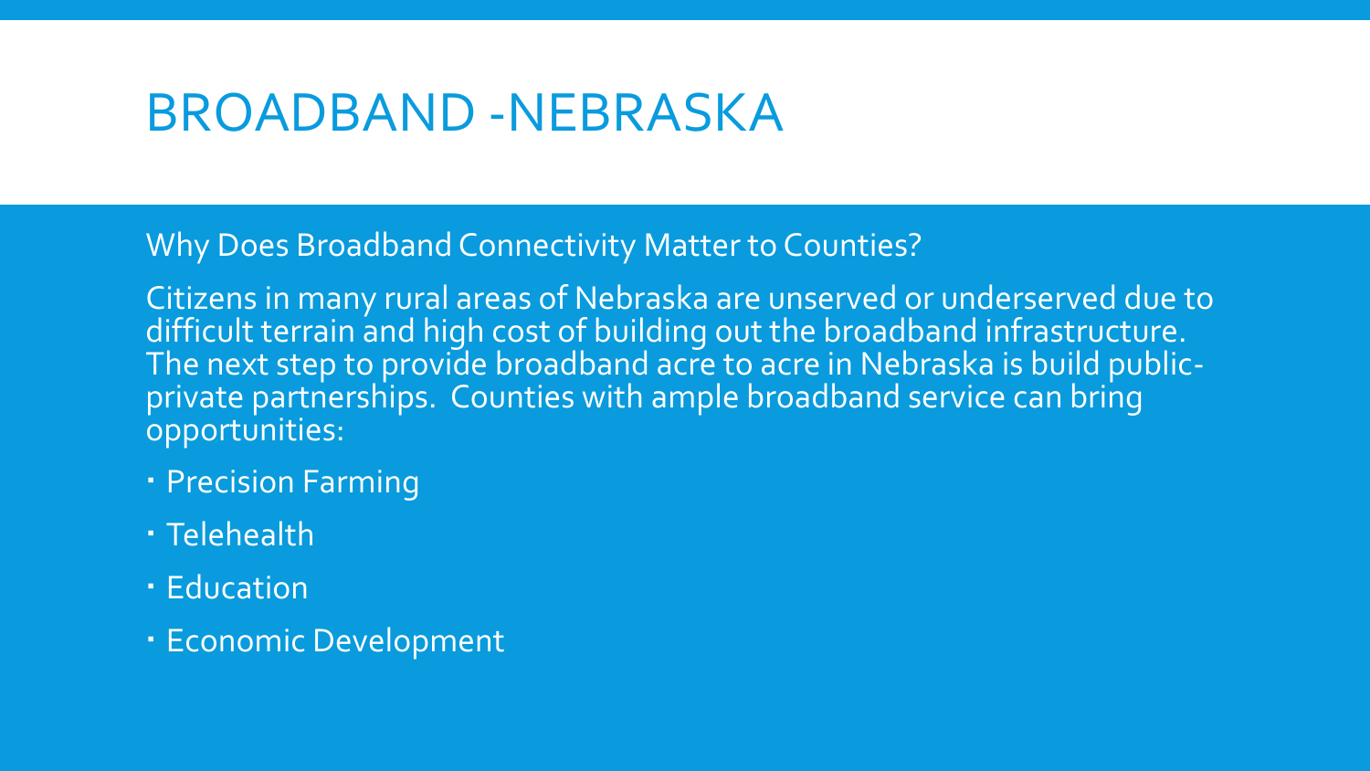# BROADBAND -NEBRASKA

Why Does Broadband Connectivity Matter to Counties?

Citizens in many rural areas of Nebraska are unserved or underserved due to difficult terrain and high cost of building out the broadband infrastructure. The next step to provide broadband acre to acre in Nebraska is build public-private partnerships. Counties with ample broadband service can bring opportunities:

- Precision Farming
- Telehealth
- Education
- Economic Development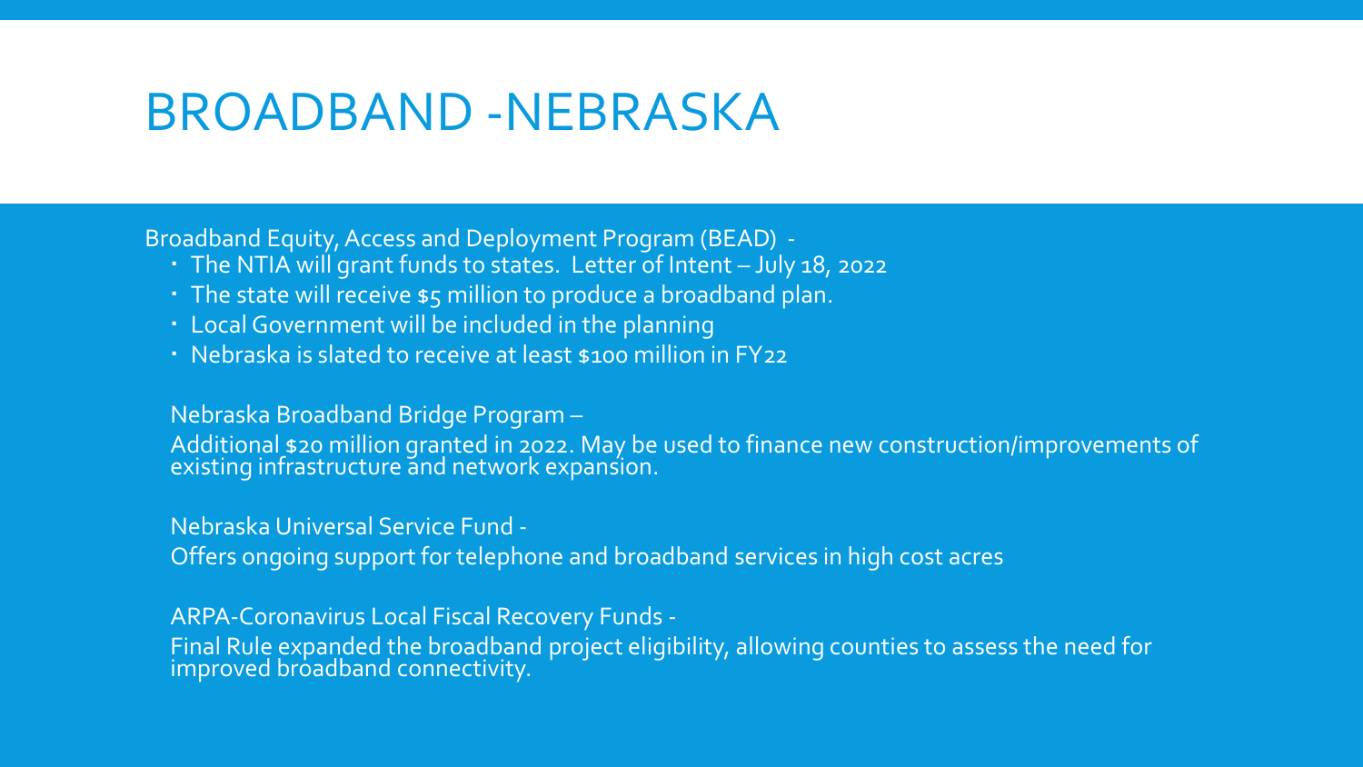# BROADBAND -NEBRASKA

Broadband Equity, Access and Deployment Program (BEAD) -

- The NTIA will grant funds to states. Letter of Intent – July 18, 2022
- The state will receive $5 million to produce a broadband plan.
- Local Government will be included in the planning
- Nebraska is slated to receive at least $100 million in FY22

Nebraska Broadband Bridge Program –

Additional $20 million granted in 2022. May be used to finance new construction/improvements of existing infrastructure and network expansion.

Nebraska Universal Service Fund -

Offers ongoing support for telephone and broadband services in high cost acres

ARPA-Coronavirus Local Fiscal Recovery Funds -

Final Rule expanded the broadband project eligibility, allowing counties to assess the need for improved broadband connectivity.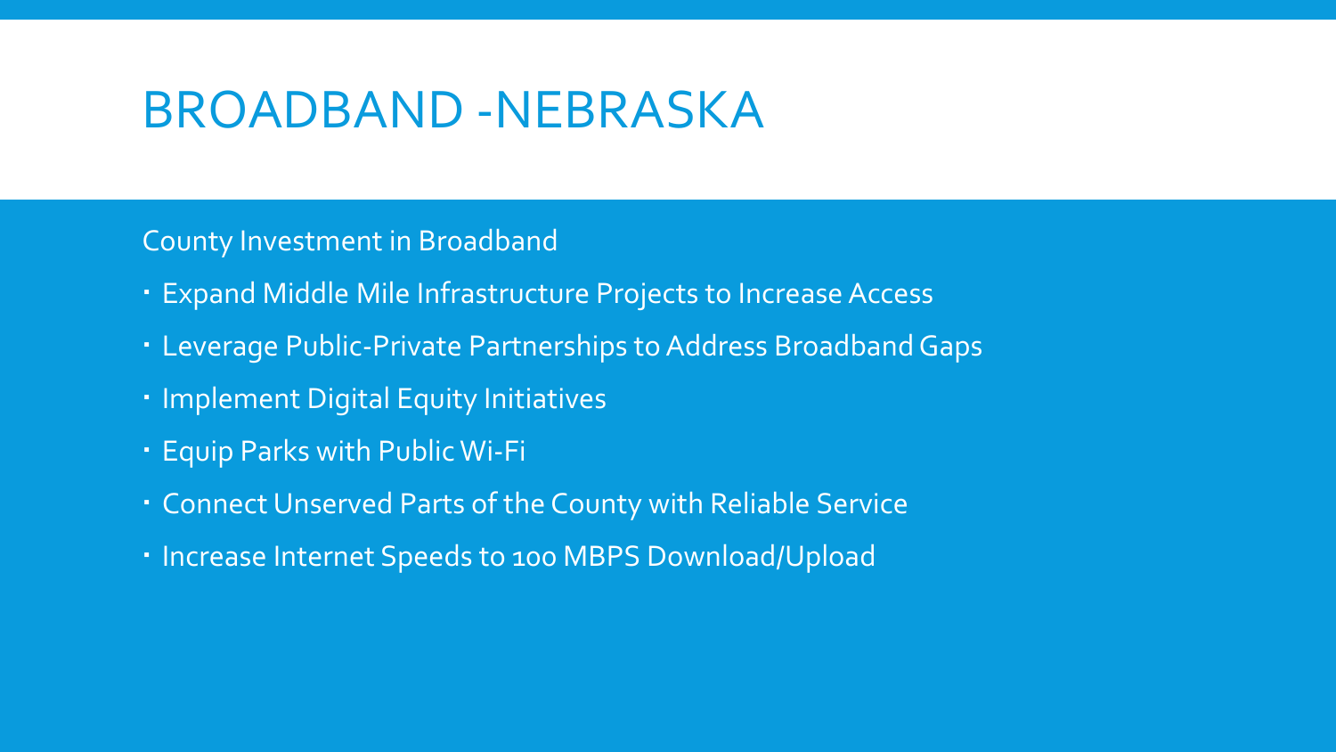# BROADBAND -NEBRASKA

County Investment in Broadband

- Expand Middle Mile Infrastructure Projects to Increase Access
- Leverage Public-Private Partnerships to Address Broadband Gaps
- Implement Digital Equity Initiatives
- Equip Parks with Public Wi-Fi
- Connect Unserved Parts of the County with Reliable Service
- Increase Internet Speeds to 100 MBPS Download/Upload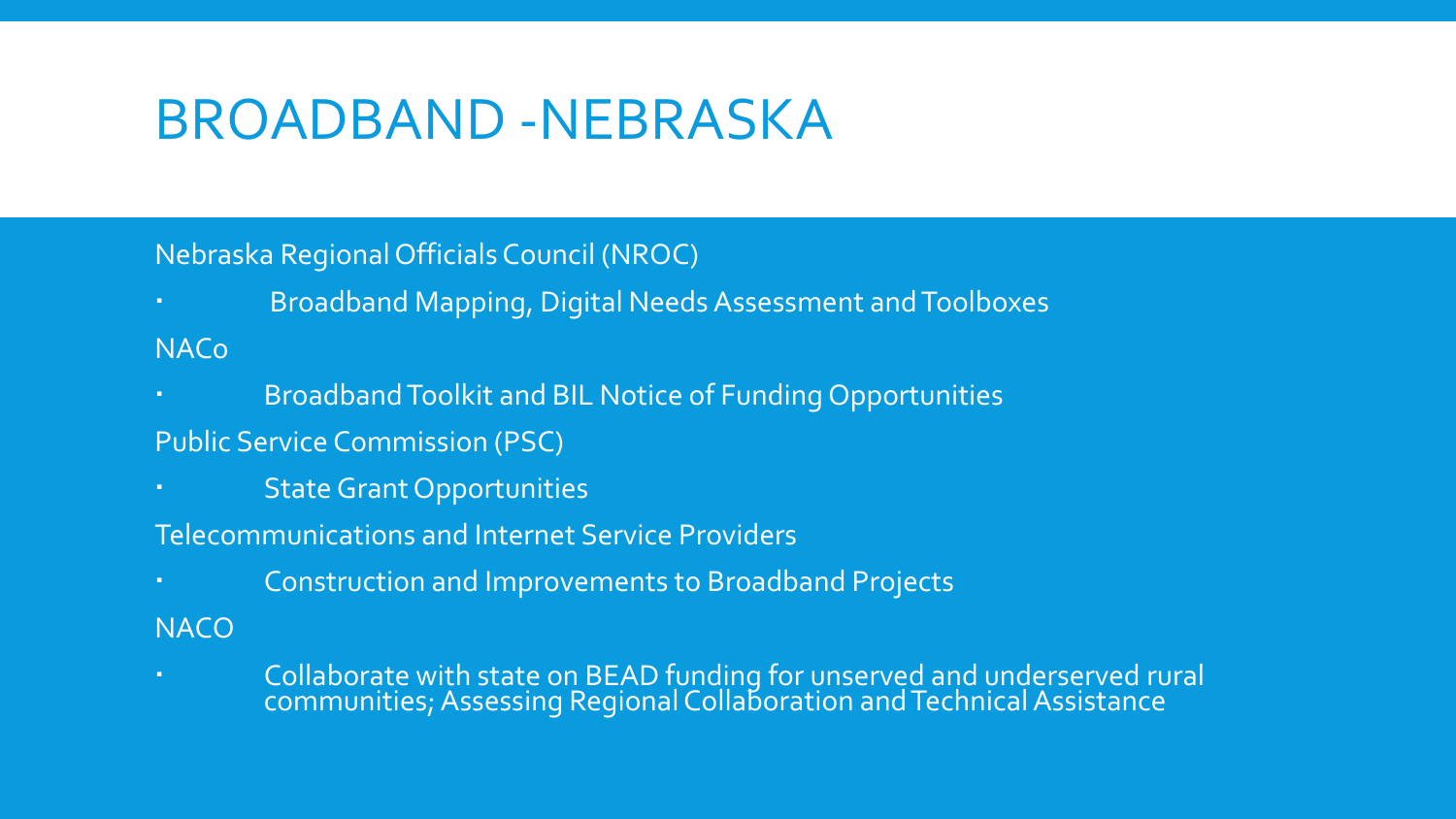# BROADBAND -NEBRASKA

Nebraska Regional Officials Council (NROC)

- Broadband Mapping, Digital Needs Assessment and Toolboxes

NACo

- Broadband Toolkit and BIL Notice of Funding Opportunities

Public Service Commission (PSC)

- State Grant Opportunities

Telecommunications and Internet Service Providers

- Construction and Improvements to Broadband Projects

NACO

- Collaborate with state on BEAD funding for unserved and underserved rural communities; Assessing Regional Collaboration and Technical Assistance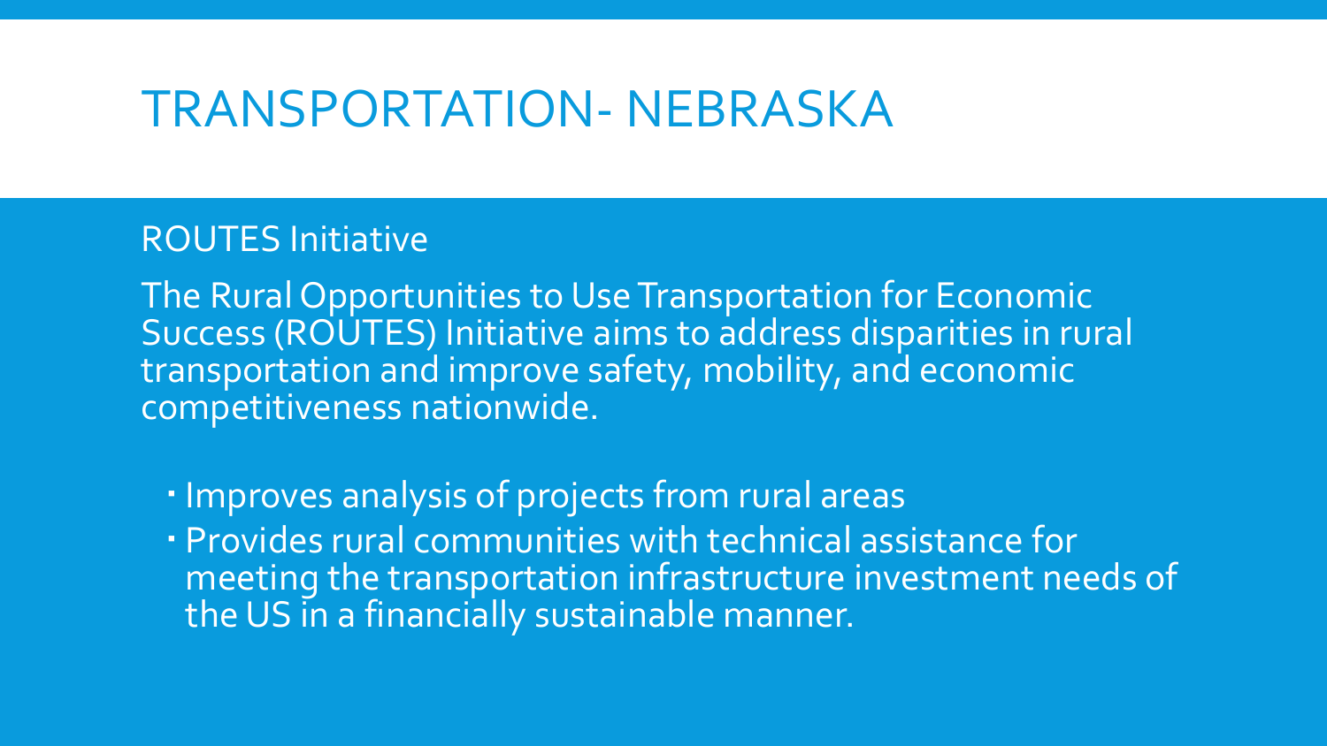# TRANSPORTATION- NEBRASKA

ROUTES Initiative

The Rural Opportunities to Use Transportation for Economic Success (ROUTES) Initiative aims to address disparities in rural transportation and improve safety, mobility, and economic competitiveness nationwide.

- Improves analysis of projects from rural areas
- Provides rural communities with technical assistance for meeting the transportation infrastructure investment needs of the US in a financially sustainable manner.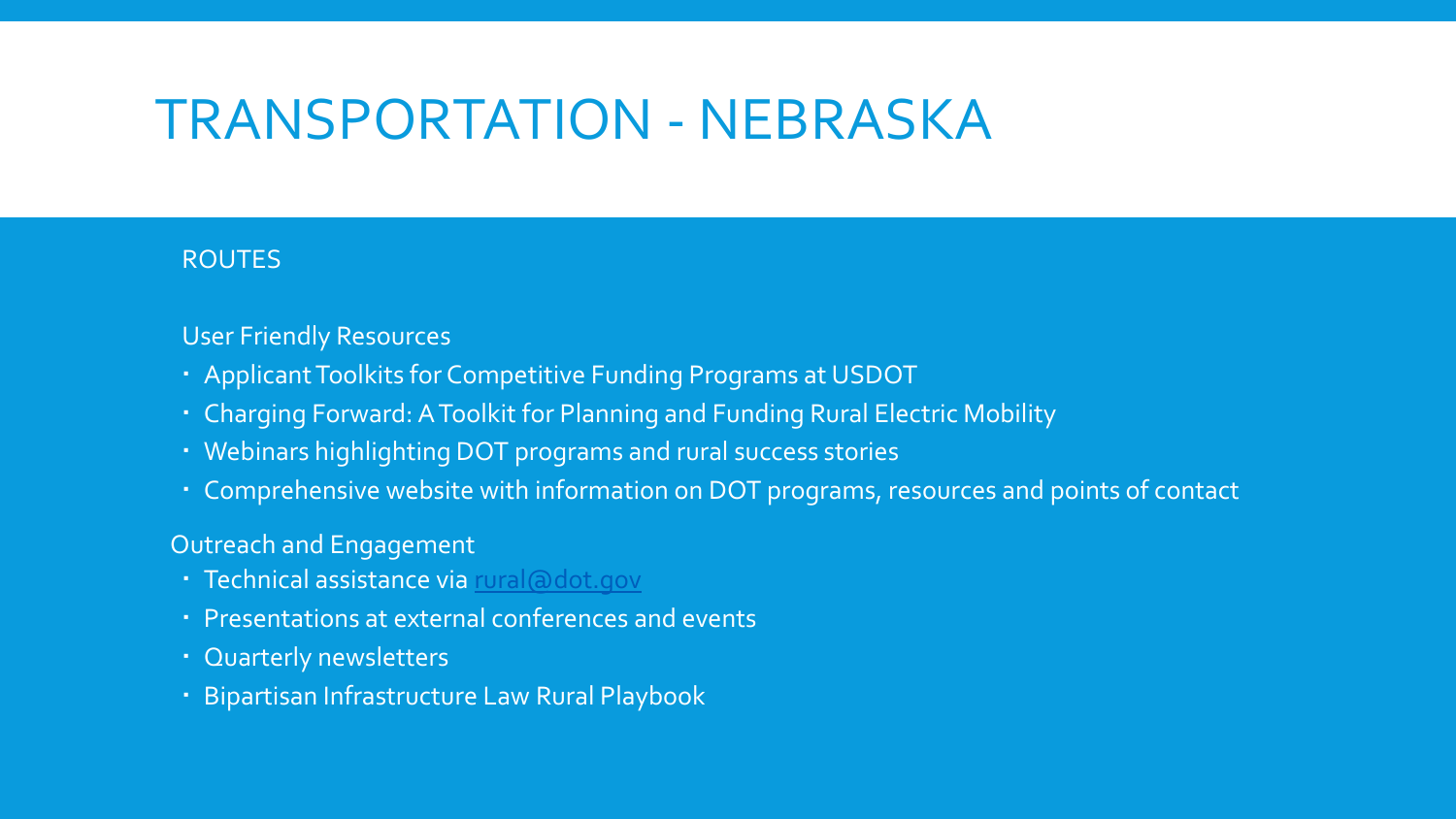# TRANSPORTATION - NEBRASKA

ROUTES

User Friendly Resources

- Applicant Toolkits for Competitive Funding Programs at USDOT
- Charging Forward: A Toolkit for Planning and Funding Rural Electric Mobility
- Webinars highlighting DOT programs and rural success stories
- Comprehensive website with information on DOT programs, resources and points of contact

Outreach and Engagement

- Technical assistance via rural@dot.gov
- Presentations at external conferences and events
- Quarterly newsletters
- Bipartisan Infrastructure Law Rural Playbook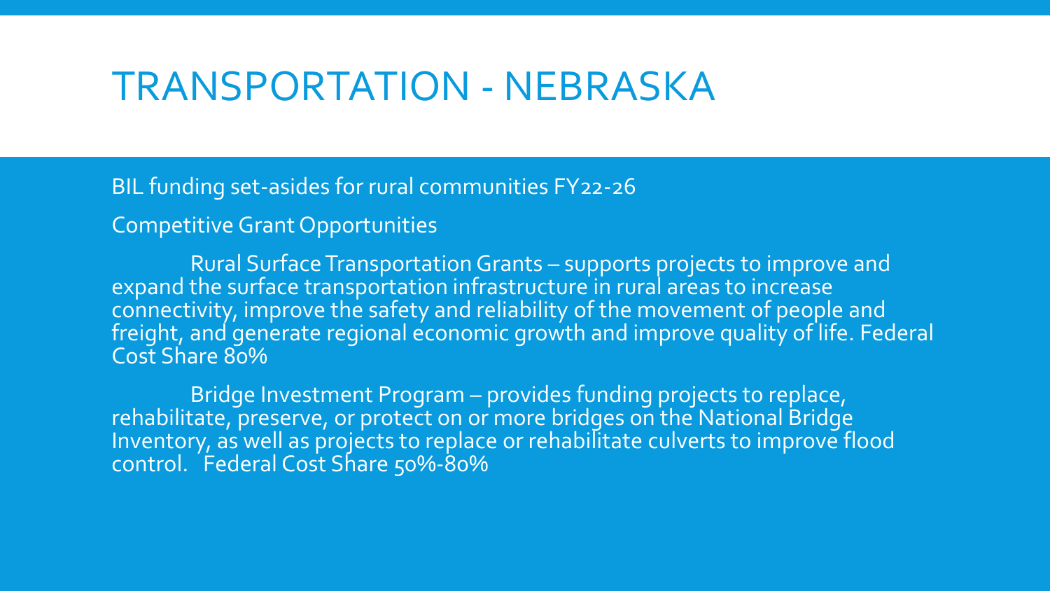# TRANSPORTATION - NEBRASKA

BIL funding set-asides for rural communities FY22-26

Competitive Grant Opportunities

Rural Surface Transportation Grants – supports projects to improve and expand the surface transportation infrastructure in rural areas to increase connectivity, improve the safety and reliability of the movement of people and freight, and generate regional economic growth and improve quality of life. Federal Cost Share 80%

Bridge Investment Program – provides funding projects to replace, rehabilitate, preserve, or protect on or more bridges on the National Bridge Inventory, as well as projects to replace or rehabilitate culverts to improve flood control. Federal Cost Share 50%-80%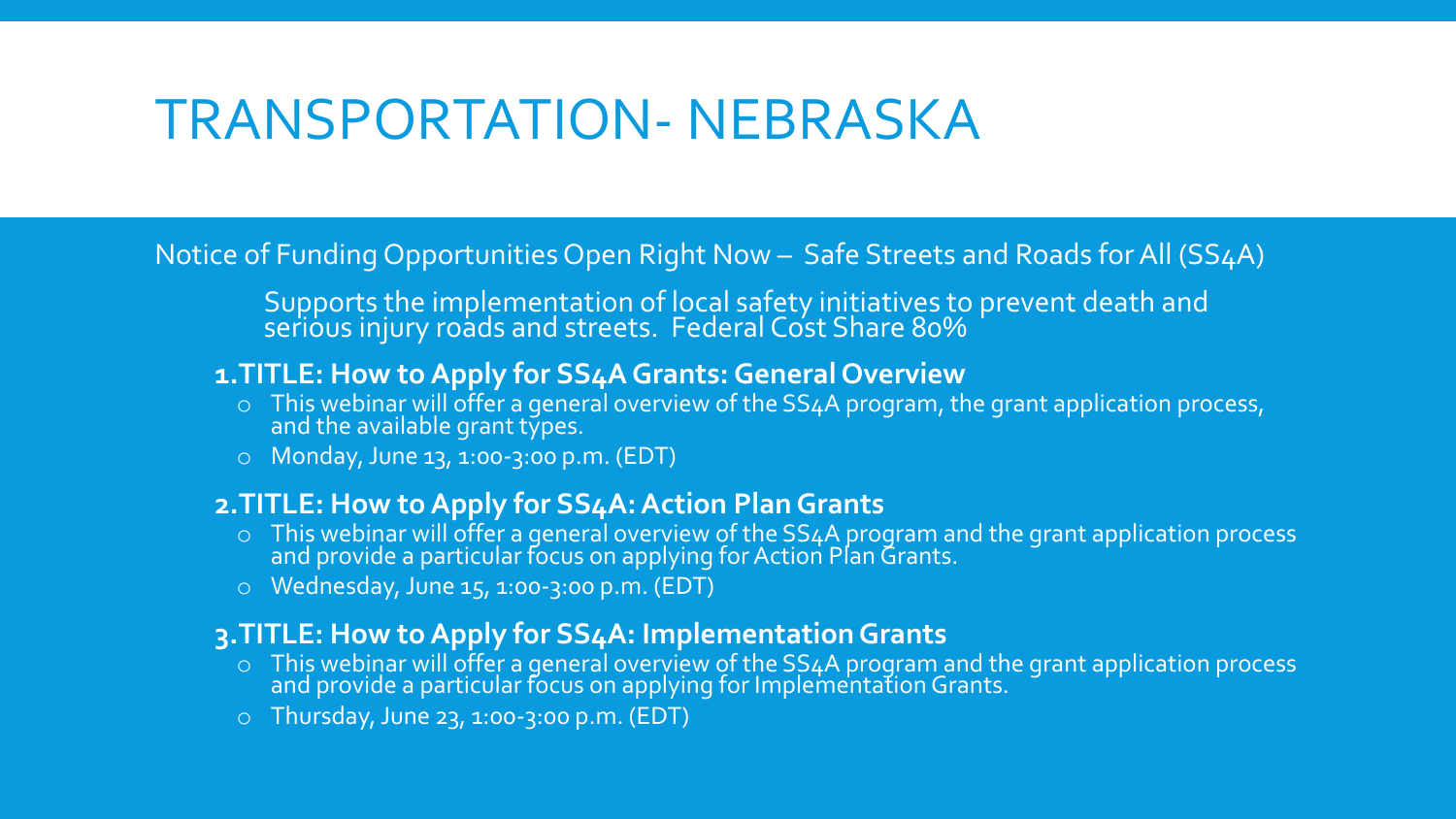# TRANSPORTATION- NEBRASKA

Notice of Funding Opportunities Open Right Now – Safe Streets and Roads for All (SS4A)

Supports the implementation of local safety initiatives to prevent death and serious injury roads and streets. Federal Cost Share 80%

1. **TITLE: How to Apply for SS4A Grants: General Overview**
   - This webinar will offer a general overview of the SS4A program, the grant application process, and the available grant types.
   - Monday, June 13, 1:00-3:00 p.m. (EDT)
2. **TITLE: How to Apply for SS4A: Action Plan Grants**
   - This webinar will offer a general overview of the SS4A program and the grant application process and provide a particular focus on applying for Action Plan Grants.
   - Wednesday, June 15, 1:00-3:00 p.m. (EDT)
3. **TITLE: How to Apply for SS4A: Implementation Grants**
   - This webinar will offer a general overview of the SS4A program and the grant application process and provide a particular focus on applying for Implementation Grants.
   - Thursday, June 23, 1:00-3:00 p.m. (EDT)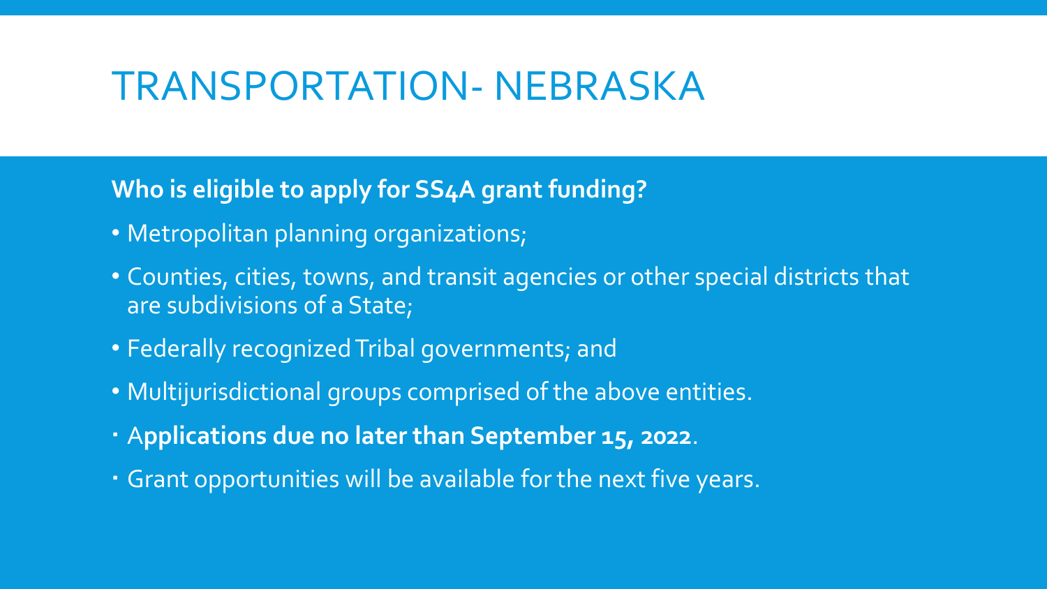# TRANSPORTATION- NEBRASKA

**Who is eligible to apply for SS4A grant funding?**

- Metropolitan planning organizations;
- Counties, cities, towns, and transit agencies or other special districts that are subdivisions of a State;
- Federally recognized Tribal governments; and
- Multijurisdictional groups comprised of the above entities.
- A**pplications due no later than September 15, 2022**.
- Grant opportunities will be available for the next five years.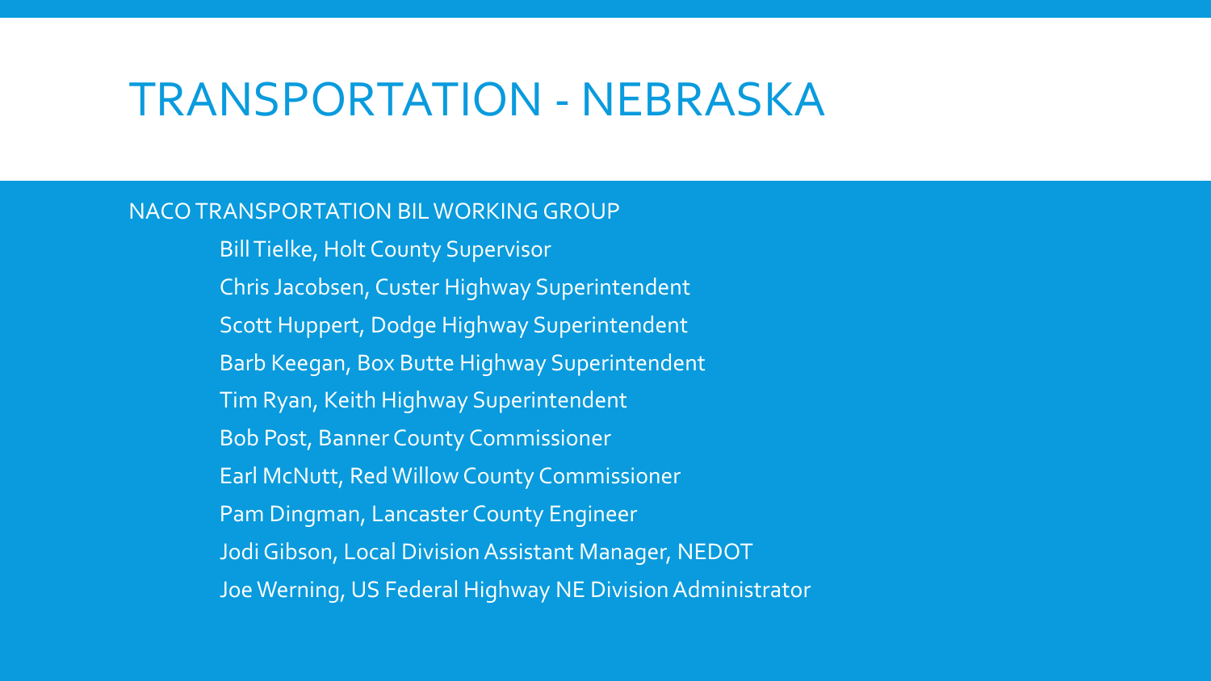# TRANSPORTATION - NEBRASKA

NACO TRANSPORTATION BIL WORKING GROUP

- Bill Tielke, Holt County Supervisor
- Chris Jacobsen, Custer Highway Superintendent
- Scott Huppert, Dodge Highway Superintendent
- Barb Keegan, Box Butte Highway Superintendent
- Tim Ryan, Keith Highway Superintendent
- Bob Post, Banner County Commissioner
- Earl McNutt, Red Willow County Commissioner
- Pam Dingman, Lancaster County Engineer
- Jodi Gibson, Local Division Assistant Manager, NEDOT
- Joe Werning, US Federal Highway NE Division Administrator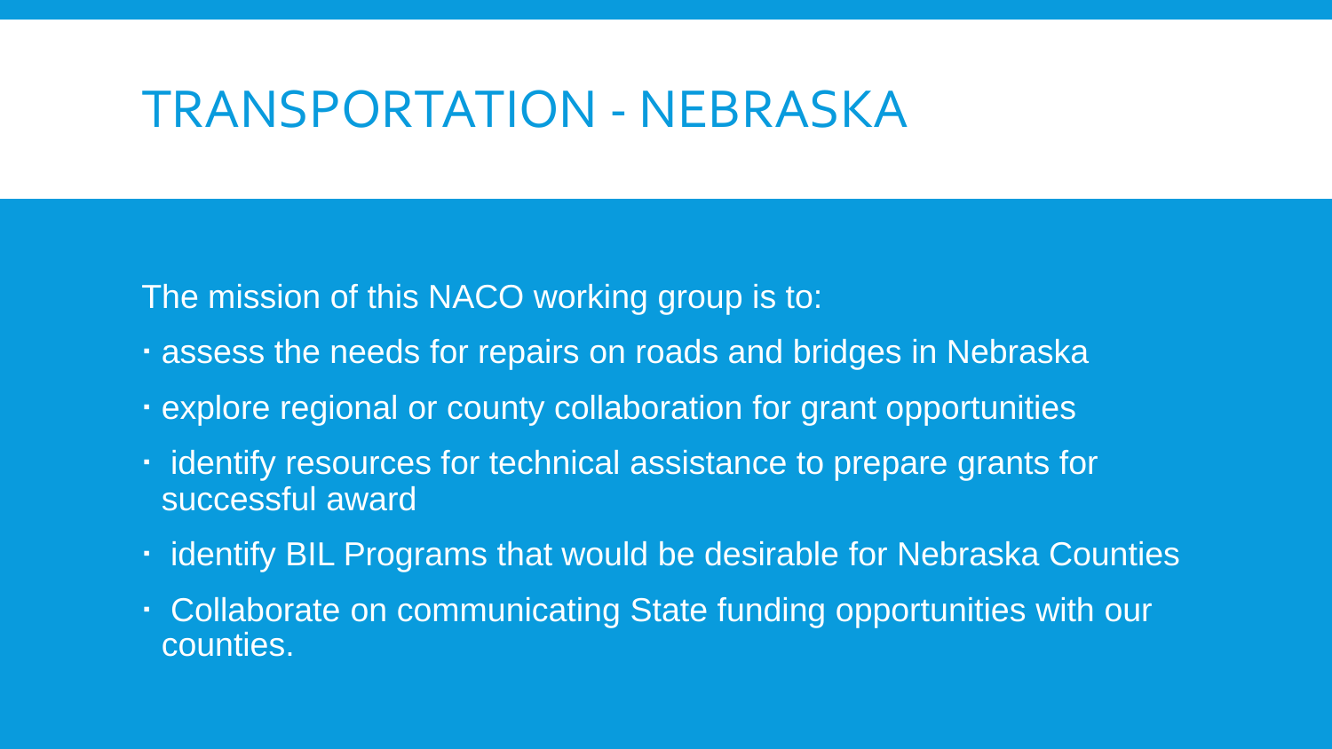# TRANSPORTATION - NEBRASKA

The mission of this NACO working group is to:

- assess the needs for repairs on roads and bridges in Nebraska
- explore regional or county collaboration for grant opportunities
- identify resources for technical assistance to prepare grants for successful award
- identify BIL Programs that would be desirable for Nebraska Counties
- Collaborate on communicating State funding opportunities with our counties.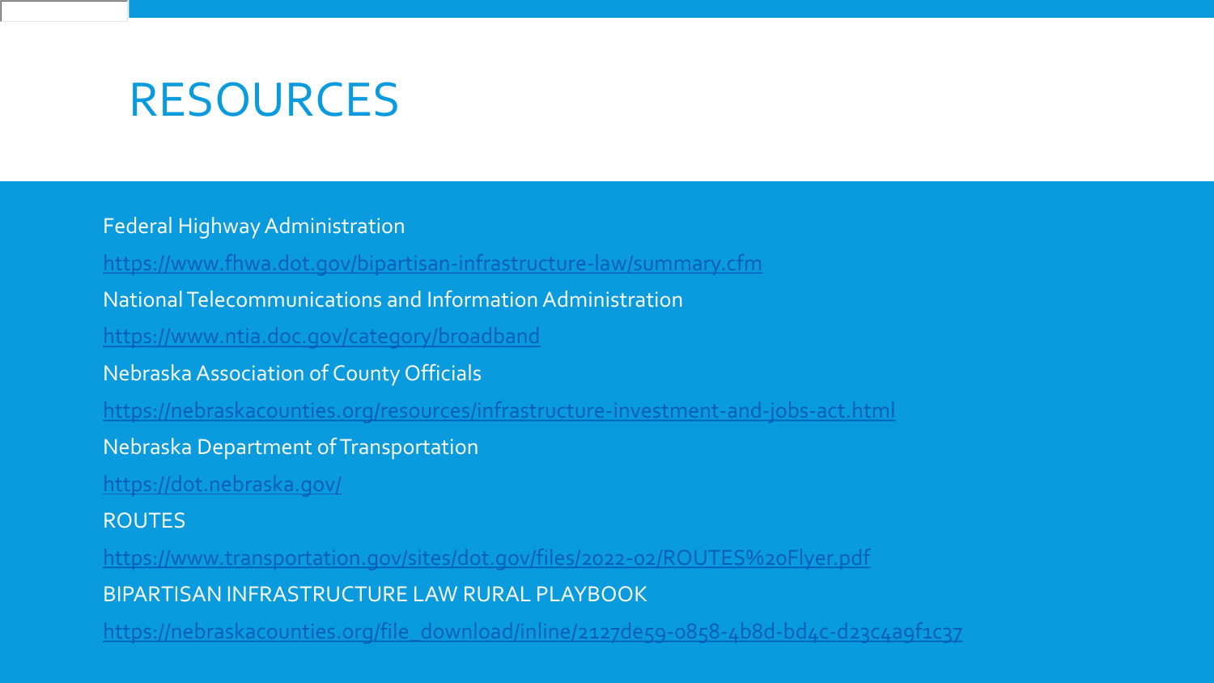# RESOURCES

Federal Highway Administration

https://www.fhwa.dot.gov/bipartisan-infrastructure-law/summary.cfm

National Telecommunications and Information Administration

https://www.ntia.doc.gov/category/broadband

Nebraska Association of County Officials

https://nebraskacounties.org/resources/infrastructure-investment-and-jobs-act.html

Nebraska Department of Transportation

https://dot.nebraska.gov/

ROUTES

https://www.transportation.gov/sites/dot.gov/files/2022-02/ROUTES%20Flyer.pdf

BIPARTISAN INFRASTRUCTURE LAW RURAL PLAYBOOK

https://nebraskacounties.org/file_download/inline/2127de59-0858-4b8d-bd4c-d23c4a9f1c37